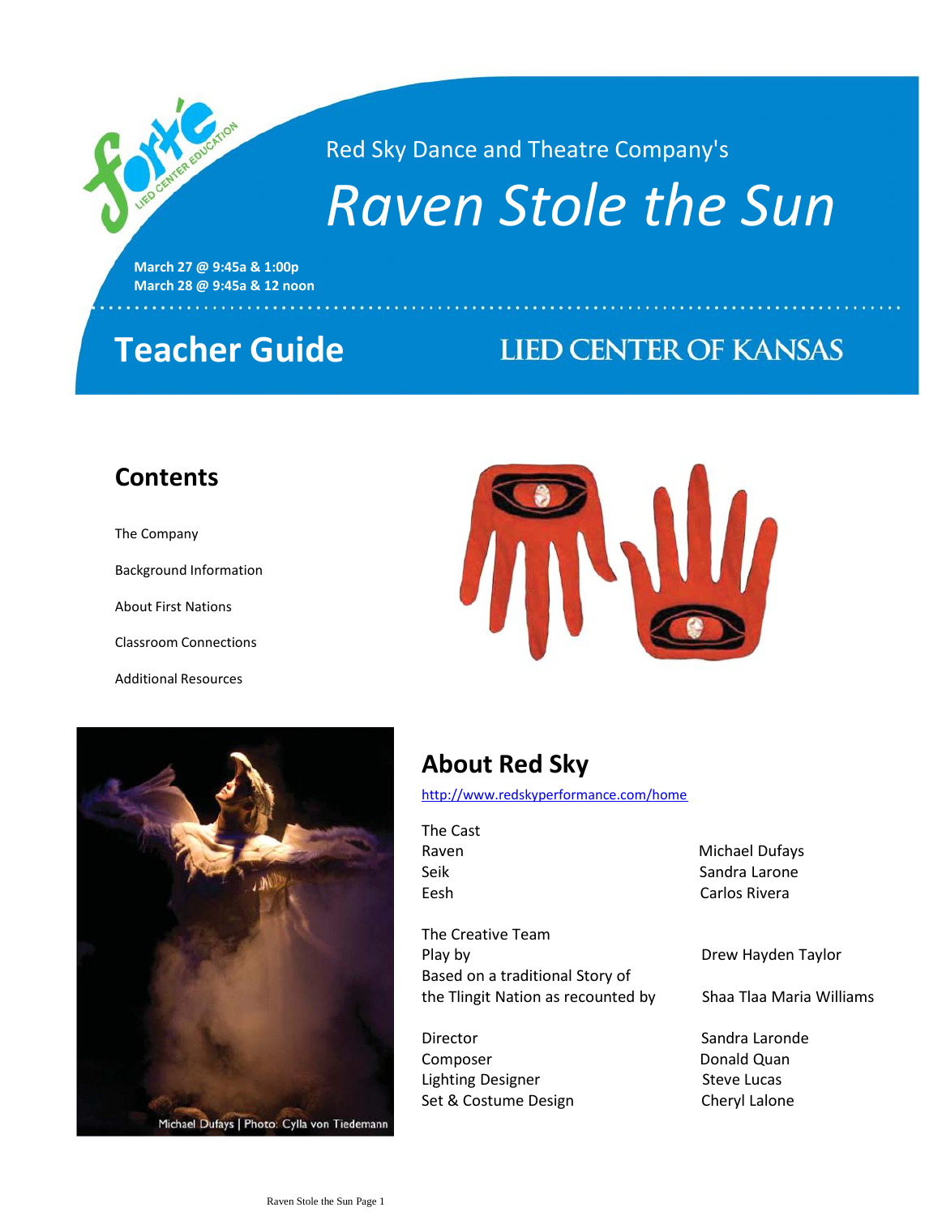forte LIED CENTER EDUCATION

Red Sky Dance and Theatre Company's

# *Raven Stole the Sun*

**March 27 @ 9:45a & 1:00p**
**March 28 @ 9:45a & 12 noon**

## Teacher Guide

LIED CENTER OF KANSAS

## Contents

The Company

Background Information

About First Nations

Classroom Connections

Additional Resources

Michael Dufays | Photo: Cylla von Tiedemann

## About Red Sky

http://www.redskyperformance.com/home

The Cast

| | |
|---|---|
| Raven | Michael Dufays |
| Seik | Sandra Larone |
| Eesh | Carlos Rivera |

The Creative Team

| | |
|---|---|
| Play by | Drew Hayden Taylor |
| Based on a traditional Story of the Tlingit Nation as recounted by | Shaa Tlaa Maria Williams |
| Director | Sandra Laronde |
| Composer | Donald Quan |
| Lighting Designer | Steve Lucas |
| Set & Costume Design | Cheryl Lalone |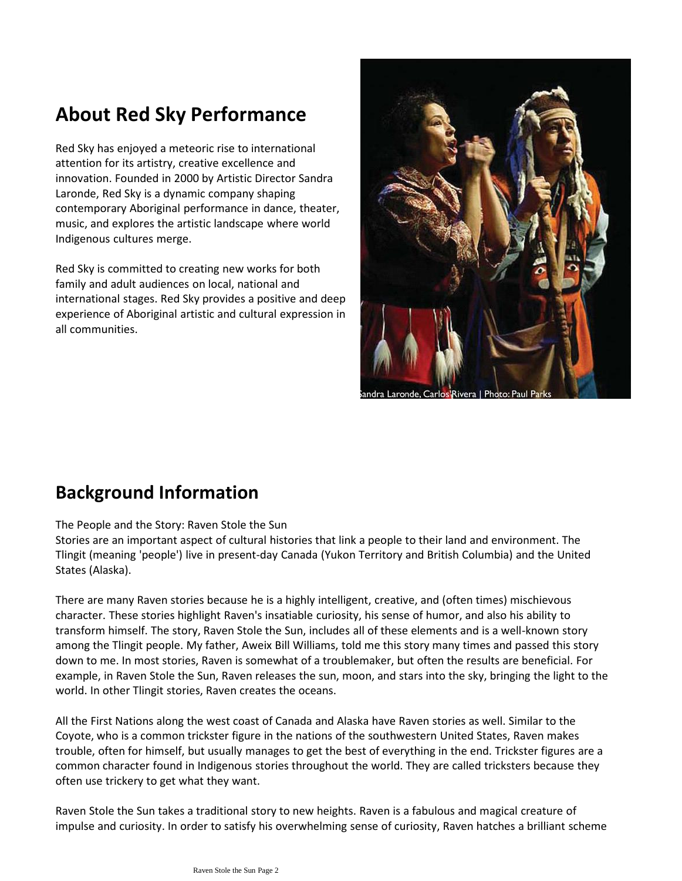## About Red Sky Performance

Red Sky has enjoyed a meteoric rise to international attention for its artistry, creative excellence and innovation. Founded in 2000 by Artistic Director Sandra Laronde, Red Sky is a dynamic company shaping contemporary Aboriginal performance in dance, theater, music, and explores the artistic landscape where world Indigenous cultures merge.

Red Sky is committed to creating new works for both family and adult audiences on local, national and international stages. Red Sky provides a positive and deep experience of Aboriginal artistic and cultural expression in all communities.

Sandra Laronde, Carlos Rivera | Photo: Paul Parks

## Background Information

The People and the Story: Raven Stole the Sun

Stories are an important aspect of cultural histories that link a people to their land and environment. The Tlingit (meaning 'people') live in present-day Canada (Yukon Territory and British Columbia) and the United States (Alaska).

There are many Raven stories because he is a highly intelligent, creative, and (often times) mischievous character. These stories highlight Raven's insatiable curiosity, his sense of humor, and also his ability to transform himself. The story, Raven Stole the Sun, includes all of these elements and is a well-known story among the Tlingit people. My father, Aweix Bill Williams, told me this story many times and passed this story down to me. In most stories, Raven is somewhat of a troublemaker, but often the results are beneficial. For example, in Raven Stole the Sun, Raven releases the sun, moon, and stars into the sky, bringing the light to the world. In other Tlingit stories, Raven creates the oceans.

All the First Nations along the west coast of Canada and Alaska have Raven stories as well. Similar to the Coyote, who is a common trickster figure in the nations of the southwestern United States, Raven makes trouble, often for himself, but usually manages to get the best of everything in the end. Trickster figures are a common character found in Indigenous stories throughout the world. They are called tricksters because they often use trickery to get what they want.

Raven Stole the Sun takes a traditional story to new heights. Raven is a fabulous and magical creature of impulse and curiosity. In order to satisfy his overwhelming sense of curiosity, Raven hatches a brilliant scheme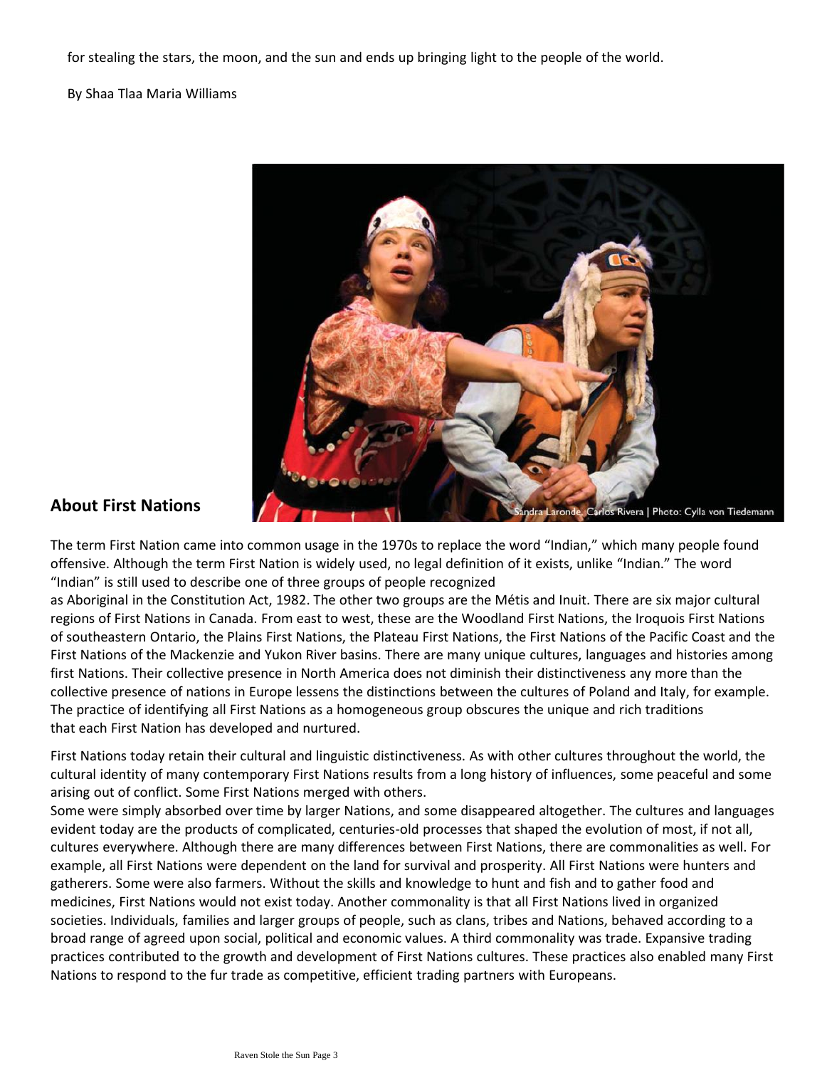for stealing the stars, the moon, and the sun and ends up bringing light to the people of the world.

By Shaa Tlaa Maria Williams

Sandra Laronde, Carlos Rivera | Photo: Cylla von Tiedemann

## About First Nations

The term First Nation came into common usage in the 1970s to replace the word "Indian," which many people found offensive. Although the term First Nation is widely used, no legal definition of it exists, unlike "Indian." The word "Indian" is still used to describe one of three groups of people recognized as Aboriginal in the Constitution Act, 1982. The other two groups are the Métis and Inuit. There are six major cultural regions of First Nations in Canada. From east to west, these are the Woodland First Nations, the Iroquois First Nations of southeastern Ontario, the Plains First Nations, the Plateau First Nations, the First Nations of the Pacific Coast and the First Nations of the Mackenzie and Yukon River basins. There are many unique cultures, languages and histories among first Nations. Their collective presence in North America does not diminish their distinctiveness any more than the collective presence of nations in Europe lessens the distinctions between the cultures of Poland and Italy, for example. The practice of identifying all First Nations as a homogeneous group obscures the unique and rich traditions that each First Nation has developed and nurtured.

First Nations today retain their cultural and linguistic distinctiveness. As with other cultures throughout the world, the cultural identity of many contemporary First Nations results from a long history of influences, some peaceful and some arising out of conflict. Some First Nations merged with others.
Some were simply absorbed over time by larger Nations, and some disappeared altogether. The cultures and languages evident today are the products of complicated, centuries-old processes that shaped the evolution of most, if not all, cultures everywhere. Although there are many differences between First Nations, there are commonalities as well. For example, all First Nations were dependent on the land for survival and prosperity. All First Nations were hunters and gatherers. Some were also farmers. Without the skills and knowledge to hunt and fish and to gather food and medicines, First Nations would not exist today. Another commonality is that all First Nations lived in organized societies. Individuals, families and larger groups of people, such as clans, tribes and Nations, behaved according to a broad range of agreed upon social, political and economic values. A third commonality was trade. Expansive trading practices contributed to the growth and development of First Nations cultures. These practices also enabled many First Nations to respond to the fur trade as competitive, efficient trading partners with Europeans.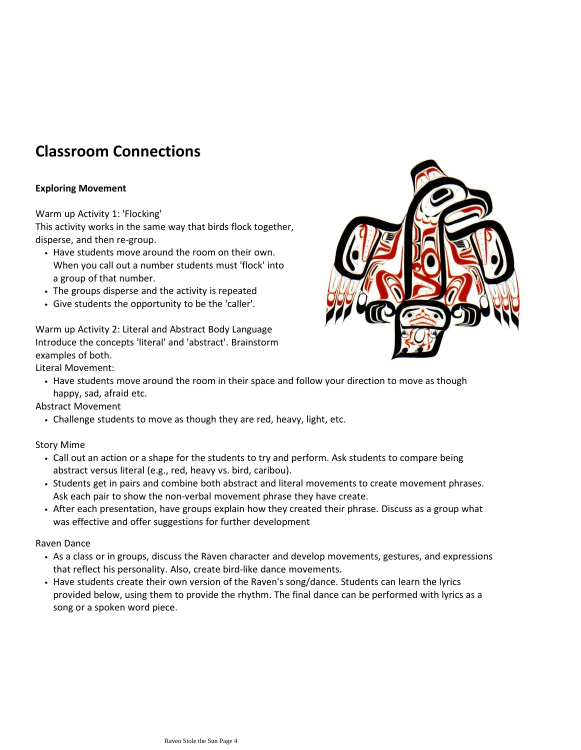# Classroom Connections

**Exploring Movement**

Warm up Activity 1: 'Flocking'
This activity works in the same way that birds flock together, disperse, and then re-group.

- Have students move around the room on their own. When you call out a number students must 'flock' into a group of that number.
- The groups disperse and the activity is repeated
- Give students the opportunity to be the 'caller'.

Warm up Activity 2: Literal and Abstract Body Language
Introduce the concepts 'literal' and 'abstract'. Brainstorm examples of both.

Literal Movement:

- Have students move around the room in their space and follow your direction to move as though happy, sad, afraid etc.

Abstract Movement

- Challenge students to move as though they are red, heavy, light, etc.

Story Mime

- Call out an action or a shape for the students to try and perform. Ask students to compare being abstract versus literal (e.g., red, heavy vs. bird, caribou).
- Students get in pairs and combine both abstract and literal movements to create movement phrases. Ask each pair to show the non-verbal movement phrase they have create.
- After each presentation, have groups explain how they created their phrase. Discuss as a group what was effective and offer suggestions for further development

Raven Dance

- As a class or in groups, discuss the Raven character and develop movements, gestures, and expressions that reflect his personality. Also, create bird-like dance movements.
- Have students create their own version of the Raven's song/dance. Students can learn the lyrics provided below, using them to provide the rhythm. The final dance can be performed with lyrics as a song or a spoken word piece.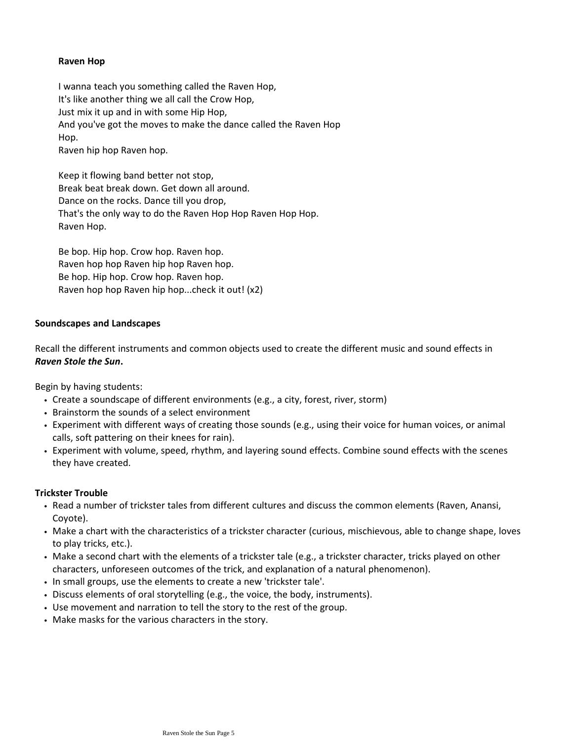**Raven Hop**

I wanna teach you something called the Raven Hop,
It's like another thing we all call the Crow Hop,
Just mix it up and in with some Hip Hop,
And you've got the moves to make the dance called the Raven Hop
Hop.
Raven hip hop Raven hop.

Keep it flowing band better not stop,
Break beat break down. Get down all around.
Dance on the rocks. Dance till you drop,
That's the only way to do the Raven Hop Hop Raven Hop Hop.
Raven Hop.

Be bop. Hip hop. Crow hop. Raven hop.
Raven hop hop Raven hip hop Raven hop.
Be hop. Hip hop. Crow hop. Raven hop.
Raven hop hop Raven hip hop...check it out! (x2)

**Soundscapes and Landscapes**

Recall the different instruments and common objects used to create the different music and sound effects in ***Raven Stole the Sun*.**

Begin by having students:

- Create a soundscape of different environments (e.g., a city, forest, river, storm)
- Brainstorm the sounds of a select environment
- Experiment with different ways of creating those sounds (e.g., using their voice for human voices, or animal calls, soft pattering on their knees for rain).
- Experiment with volume, speed, rhythm, and layering sound effects. Combine sound effects with the scenes they have created.

**Trickster Trouble**

- Read a number of trickster tales from different cultures and discuss the common elements (Raven, Anansi, Coyote).
- Make a chart with the characteristics of a trickster character (curious, mischievous, able to change shape, loves to play tricks, etc.).
- Make a second chart with the elements of a trickster tale (e.g., a trickster character, tricks played on other characters, unforeseen outcomes of the trick, and explanation of a natural phenomenon).
- In small groups, use the elements to create a new 'trickster tale'.
- Discuss elements of oral storytelling (e.g., the voice, the body, instruments).
- Use movement and narration to tell the story to the rest of the group.
- Make masks for the various characters in the story.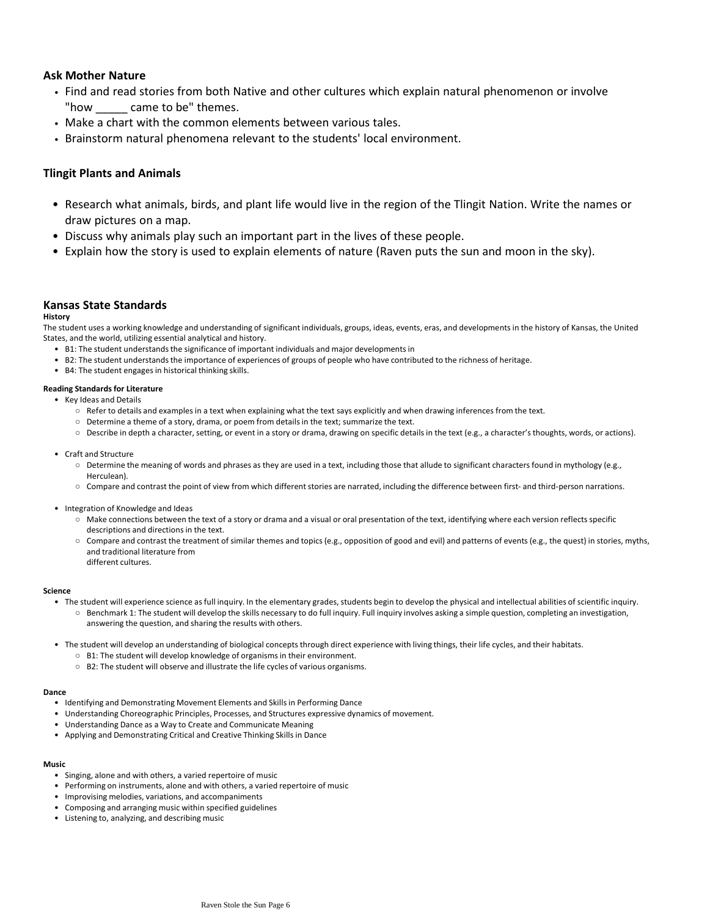### Ask Mother Nature

- Find and read stories from both Native and other cultures which explain natural phenomenon or involve "how _____ came to be" themes.
- Make a chart with the common elements between various tales.
- Brainstorm natural phenomena relevant to the students' local environment.

### Tlingit Plants and Animals

- Research what animals, birds, and plant life would live in the region of the Tlingit Nation. Write the names or draw pictures on a map.
- Discuss why animals play such an important part in the lives of these people.
- Explain how the story is used to explain elements of nature (Raven puts the sun and moon in the sky).

## Kansas State Standards

#### History

The student uses a working knowledge and understanding of significant individuals, groups, ideas, events, eras, and developments in the history of Kansas, the United States, and the world, utilizing essential analytical and history.

- B1: The student understands the significance of important individuals and major developments in
- B2: The student understands the importance of experiences of groups of people who have contributed to the richness of heritage.
- B4: The student engages in historical thinking skills.

#### Reading Standards for Literature

- Key Ideas and Details
  - Refer to details and examples in a text when explaining what the text says explicitly and when drawing inferences from the text.
  - Determine a theme of a story, drama, or poem from details in the text; summarize the text.
  - Describe in depth a character, setting, or event in a story or drama, drawing on specific details in the text (e.g., a character's thoughts, words, or actions).
- Craft and Structure
  - Determine the meaning of words and phrases as they are used in a text, including those that allude to significant characters found in mythology (e.g., Herculean).
  - Compare and contrast the point of view from which different stories are narrated, including the difference between first- and third-person narrations.
- Integration of Knowledge and Ideas
  - Make connections between the text of a story or drama and a visual or oral presentation of the text, identifying where each version reflects specific descriptions and directions in the text.
  - Compare and contrast the treatment of similar themes and topics (e.g., opposition of good and evil) and patterns of events (e.g., the quest) in stories, myths, and traditional literature from different cultures.

#### Science

- The student will experience science as full inquiry. In the elementary grades, students begin to develop the physical and intellectual abilities of scientific inquiry.
  - Benchmark 1: The student will develop the skills necessary to do full inquiry. Full inquiry involves asking a simple question, completing an investigation, answering the question, and sharing the results with others.
- The student will develop an understanding of biological concepts through direct experience with living things, their life cycles, and their habitats.
  - B1: The student will develop knowledge of organisms in their environment.
  - B2: The student will observe and illustrate the life cycles of various organisms.

#### Dance

- Identifying and Demonstrating Movement Elements and Skills in Performing Dance
- Understanding Choreographic Principles, Processes, and Structures expressive dynamics of movement.
- Understanding Dance as a Way to Create and Communicate Meaning
- Applying and Demonstrating Critical and Creative Thinking Skills in Dance

#### Music

- Singing, alone and with others, a varied repertoire of music
- Performing on instruments, alone and with others, a varied repertoire of music
- Improvising melodies, variations, and accompaniments
- Composing and arranging music within specified guidelines
- Listening to, analyzing, and describing music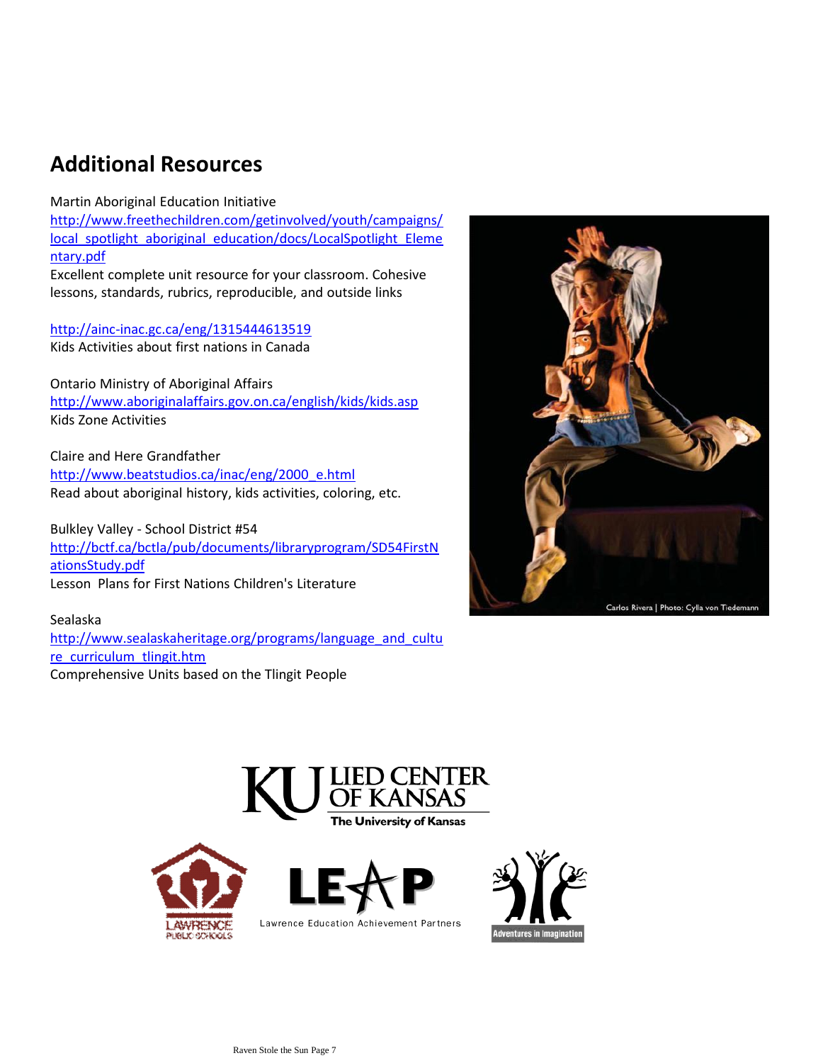## Additional Resources

Martin Aboriginal Education Initiative
http://www.freethechildren.com/getinvolved/youth/campaigns/local_spotlight_aboriginal_education/docs/LocalSpotlight_Elementary.pdf
Excellent complete unit resource for your classroom. Cohesive lessons, standards, rubrics, reproducible, and outside links

http://ainc-inac.gc.ca/eng/1315444613519
Kids Activities about first nations in Canada

Ontario Ministry of Aboriginal Affairs
http://www.aboriginalaffairs.gov.on.ca/english/kids/kids.asp
Kids Zone Activities

Claire and Here Grandfather
http://www.beatstudios.ca/inac/eng/2000_e.html
Read about aboriginal history, kids activities, coloring, etc.

Bulkley Valley - School District #54
http://bctf.ca/bctla/pub/documents/libraryprogram/SD54FirstNationsStudy.pdf
Lesson Plans for First Nations Children's Literature

Sealaska
http://www.sealaskaheritage.org/programs/language_and_culture_curriculum_tlingit.htm
Comprehensive Units based on the Tlingit People

Carlos Rivera | Photo: Cylla von Tiedemann

KU LIED CENTER OF KANSAS
The University of Kansas

LAWRENCE PUBLIC SCHOOLS

LEAP
Lawrence Education Achievement Partners

Adventures in Imagination